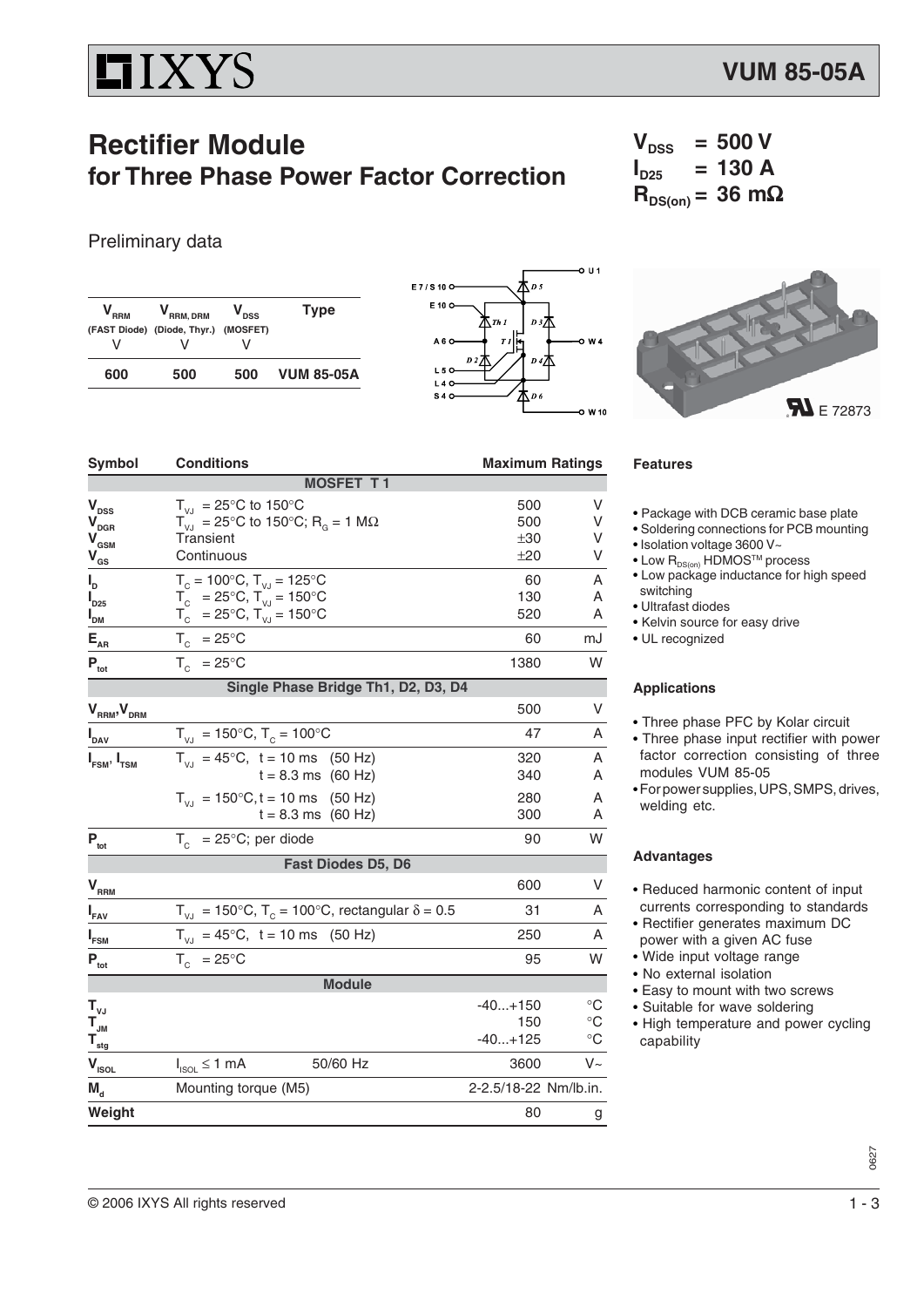# VUM 85-05A

## Rectifier Module for Three Phase Power Factor Correction

$V_{DSS}$ = 500 V
$I_{D25}$ = 130 A
$R_{DS(on)}$ = 36 mΩ

Preliminary data

| $V_{RRM}$ (FAST Diode) V | $V_{RRM, DRM}$ (Diode, Thyr.) V | $V_{DSS}$ (MOSFET) V | Type |
|---|---|---|---|
| 600 | 500 | 500 | VUM 85-05A |

E 72873

| Symbol | Conditions | Maximum Ratings | |
|---|---|---|---|
| | **MOSFET T 1** | | |
| $V_{DSS}$ | $T_{VJ}$ = 25°C to 150°C | 500 | V |
| $V_{DGR}$ | $T_{VJ}$ = 25°C to 150°C; $R_G$ = 1 MΩ | 500 | V |
| $V_{GSM}$ | Transient | ±30 | V |
| $V_{GS}$ | Continuous | ±20 | V |
| $I_D$ | $T_C$ = 100°C, $T_{VJ}$ = 125°C | 60 | A |
| $I_{D25}$ | $T_C$ = 25°C, $T_{VJ}$ = 150°C | 130 | A |
| $I_{DM}$ | $T_C$ = 25°C, $T_{VJ}$ = 150°C | 520 | A |
| $E_{AR}$ | $T_C$ = 25°C | 60 | mJ |
| $P_{tot}$ | $T_C$ = 25°C | 1380 | W |
| | **Single Phase Bridge Th1, D2, D3, D4** | | |
| $V_{RRM}$, $V_{DRM}$ | | 500 | V |
| $I_{DAV}$ | $T_{VJ}$ = 150°C, $T_C$ = 100°C | 47 | A |
| $I_{FSM}$, $I_{TSM}$ | $T_{VJ}$ = 45°C, t = 10 ms (50 Hz) | 320 | A |
| | t = 8.3 ms (60 Hz) | 340 | A |
| | $T_{VJ}$ = 150°C, t = 10 ms (50 Hz) | 280 | A |
| | t = 8.3 ms (60 Hz) | 300 | A |
| $P_{tot}$ | $T_C$ = 25°C; per diode | 90 | W |
| | **Fast Diodes D5, D6** | | |
| $V_{RRM}$ | | 600 | V |
| $I_{FAV}$ | $T_{VJ}$ = 150°C, $T_C$ = 100°C, rectangular δ = 0.5 | 31 | A |
| $I_{FSM}$ | $T_{VJ}$ = 45°C, t = 10 ms (50 Hz) | 250 | A |
| $P_{tot}$ | $T_C$ = 25°C | 95 | W |
| | **Module** | | |
| $T_{VJ}$ | | -40...+150 | °C |
| $T_{JM}$ | | 150 | °C |
| $T_{stg}$ | | -40...+125 | °C |
| $V_{ISOL}$ | $I_{ISOL}$ ≤ 1 mA 50/60 Hz | 3600 | V~ |
| $M_d$ | Mounting torque (M5) | 2-2.5/18-22 | Nm/lb.in. |
| **Weight** | | 80 | g |

### Features

- Package with DCB ceramic base plate
- Soldering connections for PCB mounting
- Isolation voltage 3600 V~
- Low $R_{DS(on)}$ HDMOS™ process
- Low package inductance for high speed switching
- Ultrafast diodes
- Kelvin source for easy drive
- UL recognized

### Applications

- Three phase PFC by Kolar circuit
- Three phase input rectifier with power factor correction consisting of three modules VUM 85-05
- For power supplies, UPS, SMPS, drives, welding etc.

### Advantages

- Reduced harmonic content of input currents corresponding to standards
- Rectifier generates maximum DC power with a given AC fuse
- Wide input voltage range
- No external isolation
- Easy to mount with two screws
- Suitable for wave soldering
- High temperature and power cycling capability

© 2006 IXYS All rights reserved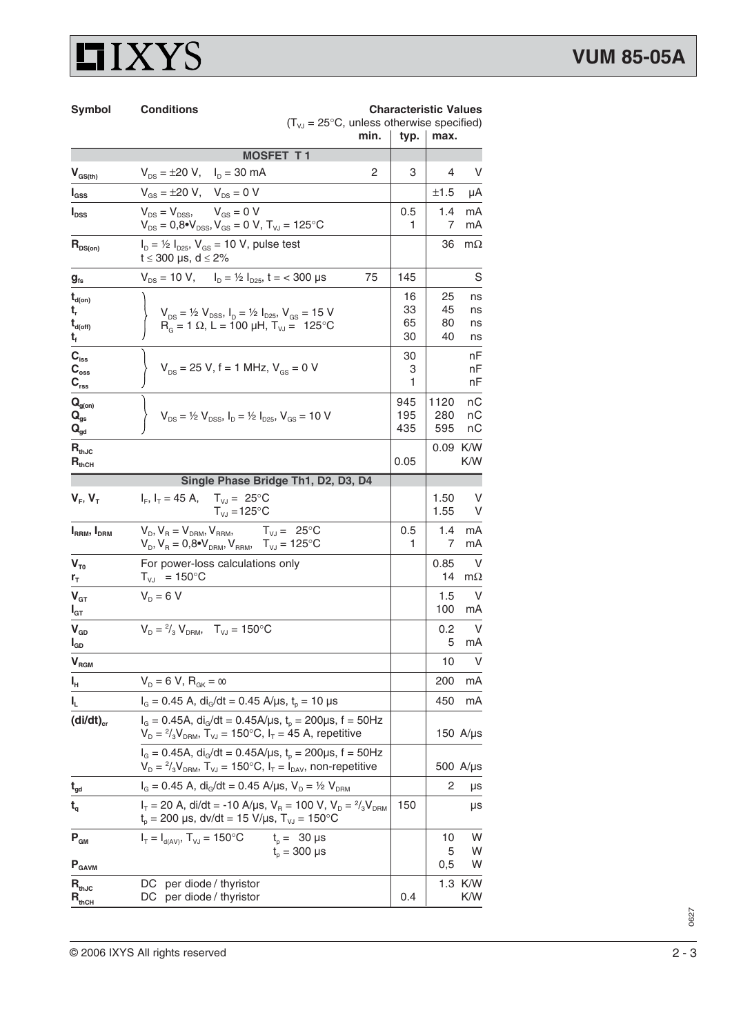| Symbol | Conditions | min. | typ. | max. | |
|---|---|---|---|---|---|
| | **Characteristic Values** ($T_{VJ}$ = 25°C, unless otherwise specified) | | | | |
| | **MOSFET T 1** | | | | |
| $V_{GS(th)}$ | $V_{DS} = \pm 20$ V, $I_D = 30$ mA | 2 | 3 | 4 | V |
| $I_{GSS}$ | $V_{GS} = \pm 20$ V, $V_{DS} = 0$ V | | | ±1.5 | µA |
| $I_{DSS}$ | $V_{DS} = V_{DSS}$, $V_{GS} = 0$ V<br>$V_{DS} = 0{,}8 \cdot V_{DSS}$, $V_{GS} = 0$ V, $T_{VJ} = 125°C$ | | 0.5<br>1 | 1.4<br>7 | mA<br>mA |
| $R_{DS(on)}$ | $I_D = ½ I_{D25}$, $V_{GS} = 10$ V, pulse test<br>$t \leq 300$ µs, $d \leq 2\%$ | | | 36 | mΩ |
| $g_{fs}$ | $V_{DS} = 10$ V, $I_D = ½ I_{D25}$, $t = < 300$ µs | 75 | 145 | | S |
| $t_{d(on)}$<br>$t_r$<br>$t_{d(off)}$<br>$t_f$ | $V_{DS} = ½ V_{DSS}$, $I_D = ½ I_{D25}$, $V_{GS} = 15$ V<br>$R_G = 1$ Ω, L = 100 µH, $T_{VJ} = 125°C$ | | 16<br>33<br>65<br>30 | 25<br>45<br>80<br>40 | ns<br>ns<br>ns<br>ns |
| $C_{iss}$<br>$C_{oss}$<br>$C_{rss}$ | $V_{DS} = 25$ V, f = 1 MHz, $V_{GS} = 0$ V | | 30<br>3<br>1 | | nF<br>nF<br>nF |
| $Q_{g(on)}$<br>$Q_{gs}$<br>$Q_{gd}$ | $V_{DS} = ½ V_{DSS}$, $I_D = ½ I_{D25}$, $V_{GS} = 10$ V | | 945<br>195<br>435 | 1120<br>280<br>595 | nC<br>nC<br>nC |
| $R_{thJC}$<br>$R_{thCH}$ | | | <br>0.05 | 0.09<br> | K/W<br>K/W |
| | **Single Phase Bridge Th1, D2, D3, D4** | | | | |
| $V_F$, $V_T$ | $I_F$, $I_T$ = 45 A, $T_{VJ}$ = 25°C<br>$T_{VJ}$ = 125°C | | | 1.50<br>1.55 | V<br>V |
| $I_{RRM}$, $I_{DRM}$ | $V_D, V_R = V_{DRM}, V_{RRM}$, $T_{VJ}$ = 25°C<br>$V_D, V_R = 0{,}8 \cdot V_{DRM}, V_{RRM}$, $T_{VJ}$ = 125°C | | 0.5<br>1 | 1.4<br>7 | mA<br>mA |
| $V_{T0}$<br>$r_T$ | For power-loss calculations only<br>$T_{VJ}$ = 150°C | | | 0.85<br>14 | V<br>mΩ |
| $V_{GT}$<br>$I_{GT}$ | $V_D = 6$ V | | | 1.5<br>100 | V<br>mA |
| $V_{GD}$<br>$I_{GD}$ | $V_D = {}^2/_3 V_{DRM}$, $T_{VJ}$ = 150°C | | | 0.2<br>5 | V<br>mA |
| $V_{RGM}$ | | | | 10 | V |
| $I_H$ | $V_D = 6$ V, $R_{GK} = \infty$ | | | 200 | mA |
| $I_L$ | $I_G$ = 0.45 A, $di_G/dt$ = 0.45 A/µs, $t_p$ = 10 µs | | | 450 | mA |
| $(di/dt)_{cr}$ | $I_G$ = 0.45A, $di_G/dt$ = 0.45A/µs, $t_p$ = 200µs, f = 50Hz<br>$V_D = {}^2/_3 V_{DRM}$, $T_{VJ}$ = 150°C, $I_T$ = 45 A, repetitive | | | 150 | A/µs |
| | $I_G$ = 0.45A, $di_G/dt$ = 0.45A/µs, $t_p$ = 200µs, f = 50Hz<br>$V_D = {}^2/_3 V_{DRM}$, $T_{VJ}$ = 150°C, $I_T = I_{DAV}$, non-repetitive | | | 500 | A/µs |
| $t_{gd}$ | $I_G$ = 0.45 A, $di_G/dt$ = 0.45 A/µs, $V_D = ½ V_{DRM}$ | | | 2 | µs |
| $t_q$ | $I_T$ = 20 A, di/dt = -10 A/µs, $V_R$ = 100 V, $V_D = {}^2/_3 V_{DRM}$<br>$t_p$ = 200 µs, dv/dt = 15 V/µs, $T_{VJ}$ = 150°C | 150 | | | µs |
| $P_{GM}$<br><br>$P_{GAVM}$ | $I_T = I_{d(AV)}$, $T_{VJ}$ = 150°C $t_p$ = 30 µs<br>$t_p$ = 300 µs | | | 10<br>5<br>0,5 | W<br>W<br>W |
| $R_{thJC}$<br>$R_{thCH}$ | DC per diode / thyristor<br>DC per diode / thyristor | | <br>0.4 | 1.3<br> | K/W<br>K/W |

© 2006 IXYS All rights reserved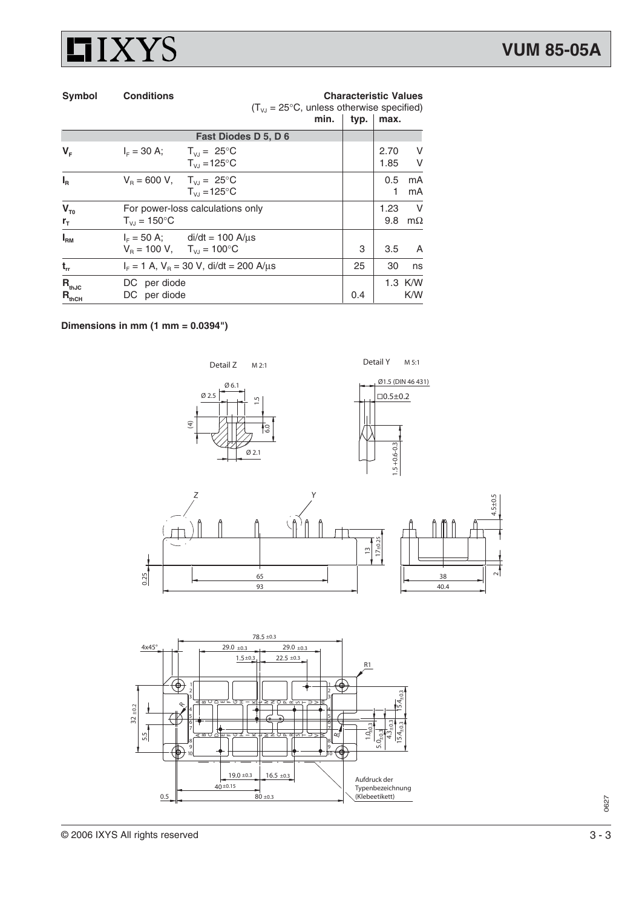| Symbol | Conditions | | Characteristic Values ($T_{VJ}$ = 25°C, unless otherwise specified) min. | typ. | max. | |
|---|---|---|---|---|---|---|
| | **Fast Diodes D 5, D 6** | | | | | |
| $V_F$ | $I_F$ = 30 A; | $T_{VJ}$ = 25°C<br>$T_{VJ}$ = 125°C | | | 2.70<br>1.85 | V<br>V |
| $I_R$ | $V_R$ = 600 V, | $T_{VJ}$ = 25°C<br>$T_{VJ}$ = 125°C | | | 0.5<br>1 | mA<br>mA |
| $V_{T0}$<br>$r_T$ | For power-loss calculations only<br>$T_{VJ}$ = 150°C | | | | 1.23<br>9.8 | V<br>mΩ |
| $I_{RM}$ | $I_F$ = 50 A;<br>$V_R$ = 100 V, | di/dt = 100 A/µs<br>$T_{VJ}$ = 100°C | | 3 | 3.5 | A |
| $t_{rr}$ | $I_F$ = 1 A, $V_R$ = 30 V, di/dt = 200 A/µs | | | 25 | 30 | ns |
| $R_{thJC}$<br>$R_{thCH}$ | DC per diode<br>DC per diode | | | 0.4 | 1.3 | K/W<br>K/W |

**Dimensions in mm (1 mm = 0.0394")**

Detail Z M 2:1

Ø 6.1
Ø 2.5
1.5
(4)
6.0
Ø 2.1

Detail Y M 5:1

Ø1.5 (DIN 46 431)
□0.5±0.2
1.5 +0.6-0.3

Z
Y
4.5±0.5
13
17±0.25
0.25
65
93
38
40.4
2

78.5 ±0.3
4x45°
29.0 ±0.3
29.0 ±0.3
1.5±0.3
22.5 ±0.3
R1
32 ±0.2
5.5
15.4±0.3
32 ±0.3
15.4±0.3
1.0±0.3
5.0±0.3
4.3
19.0 ±0.3
16.5 ±0.3
40±0.15
0.5
80 ±0.3

Aufdruck der Typenbezeichnung (Klebeetikett)

0627